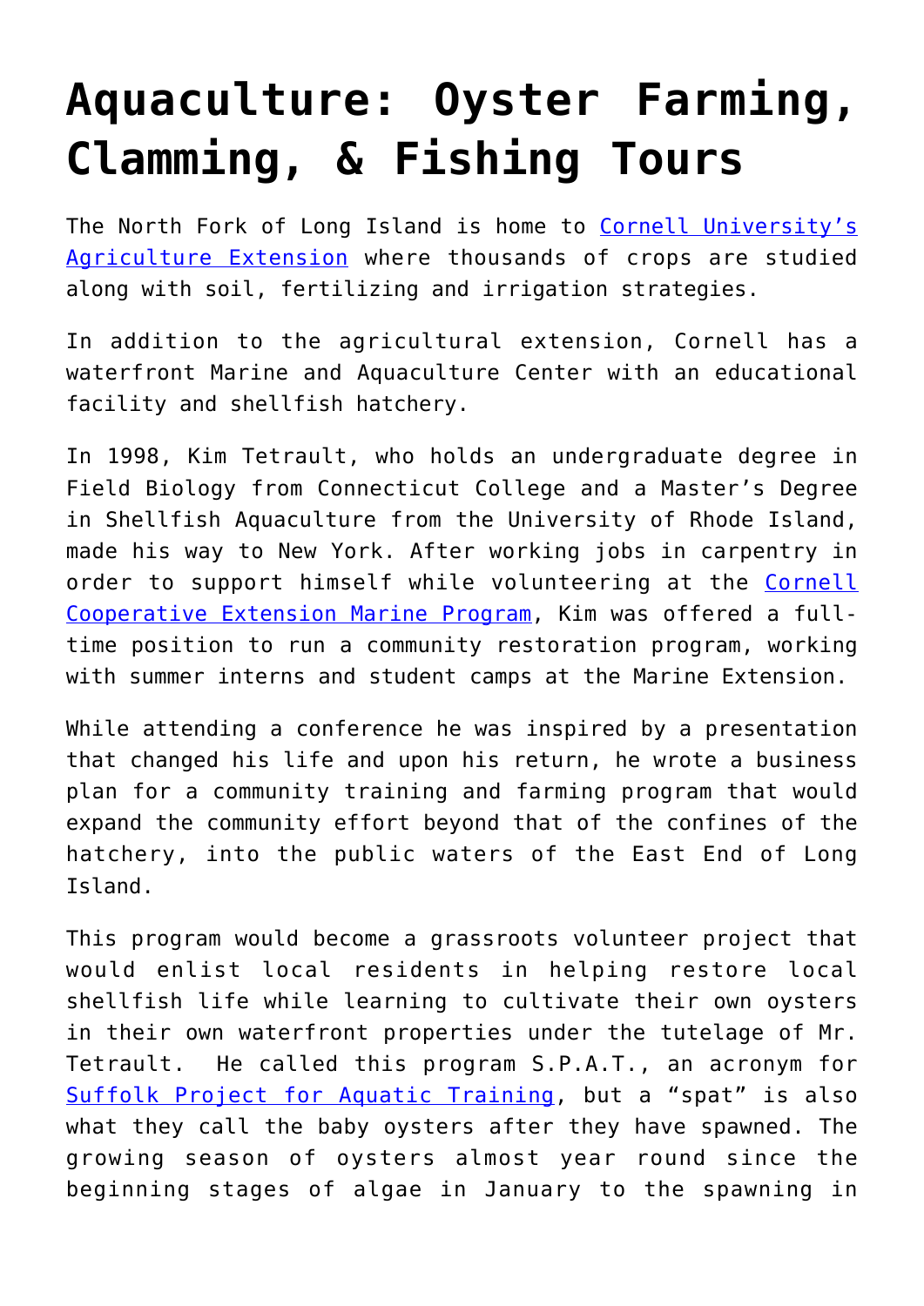# Aquaculture: Oyster Farming, Clamming, & Fishing Tours

The North Fork of Long Island is home to Cornell University's Agriculture Extension where thousands of crops are studied along with soil, fertilizing and irrigation strategies.

In addition to the agricultural extension, Cornell has a waterfront Marine and Aquaculture Center with an educational facility and shellfish hatchery.

In 1998, Kim Tetrault, who holds an undergraduate degree in Field Biology from Connecticut College and a Master's Degree in Shellfish Aquaculture from the University of Rhode Island, made his way to New York. After working jobs in carpentry in order to support himself while volunteering at the Cornell Cooperative Extension Marine Program, Kim was offered a full-time position to run a community restoration program, working with summer interns and student camps at the Marine Extension.

While attending a conference he was inspired by a presentation that changed his life and upon his return, he wrote a business plan for a community training and farming program that would expand the community effort beyond that of the confines of the hatchery, into the public waters of the East End of Long Island.

This program would become a grassroots volunteer project that would enlist local residents in helping restore local shellfish life while learning to cultivate their own oysters in their own waterfront properties under the tutelage of Mr. Tetrault. He called this program S.P.A.T., an acronym for Suffolk Project for Aquatic Training, but a "spat" is also what they call the baby oysters after they have spawned. The growing season of oysters almost year round since the beginning stages of algae in January to the spawning in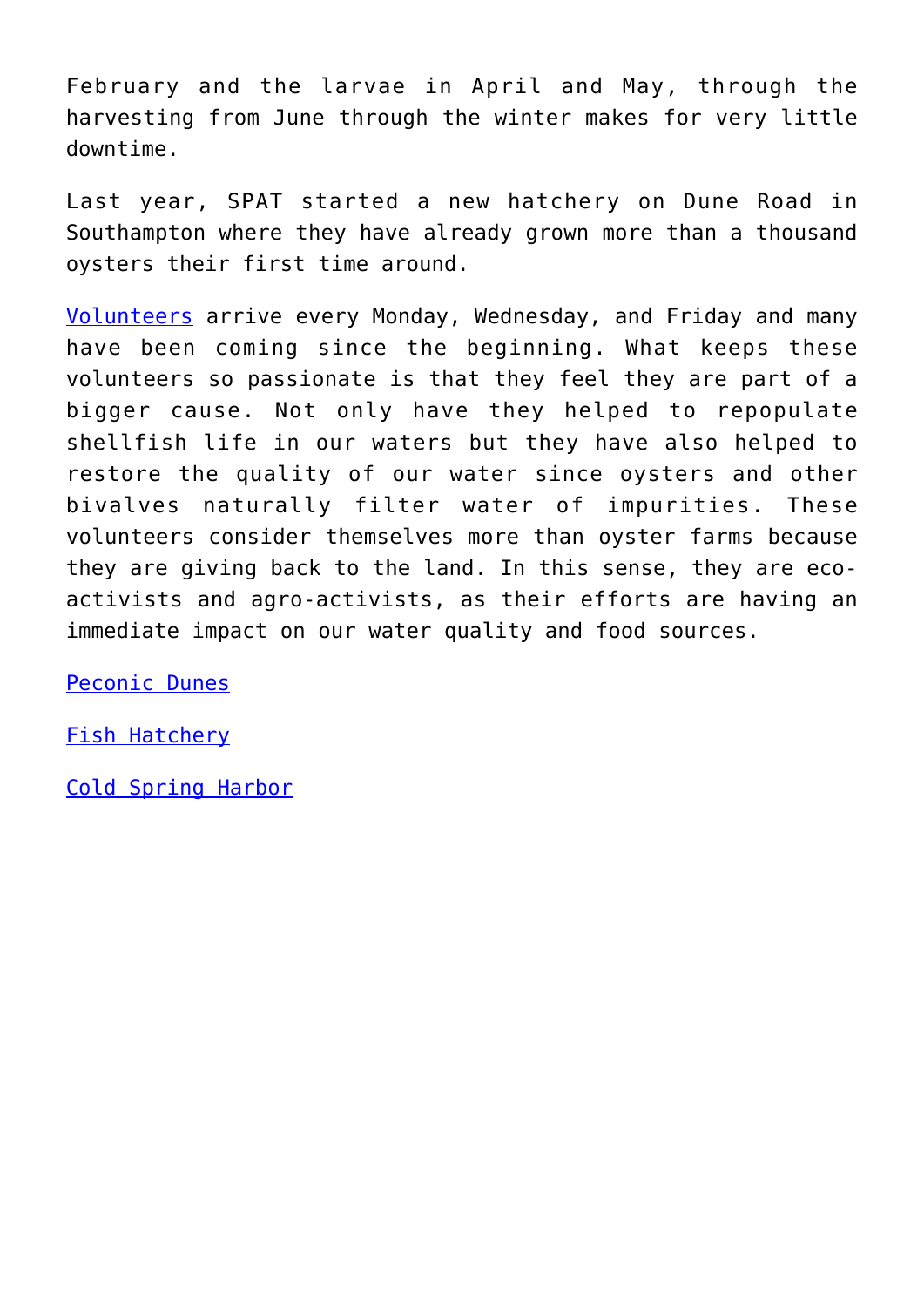February and the larvae in April and May, through the harvesting from June through the winter makes for very little downtime.

Last year, SPAT started a new hatchery on Dune Road in Southampton where they have already grown more than a thousand oysters their first time around.

Volunteers arrive every Monday, Wednesday, and Friday and many have been coming since the beginning. What keeps these volunteers so passionate is that they feel they are part of a bigger cause. Not only have they helped to repopulate shellfish life in our waters but they have also helped to restore the quality of our water since oysters and other bivalves naturally filter water of impurities. These volunteers consider themselves more than oyster farms because they are giving back to the land. In this sense, they are eco-activists and agro-activists, as their efforts are having an immediate impact on our water quality and food sources.

Peconic Dunes

Fish Hatchery

Cold Spring Harbor